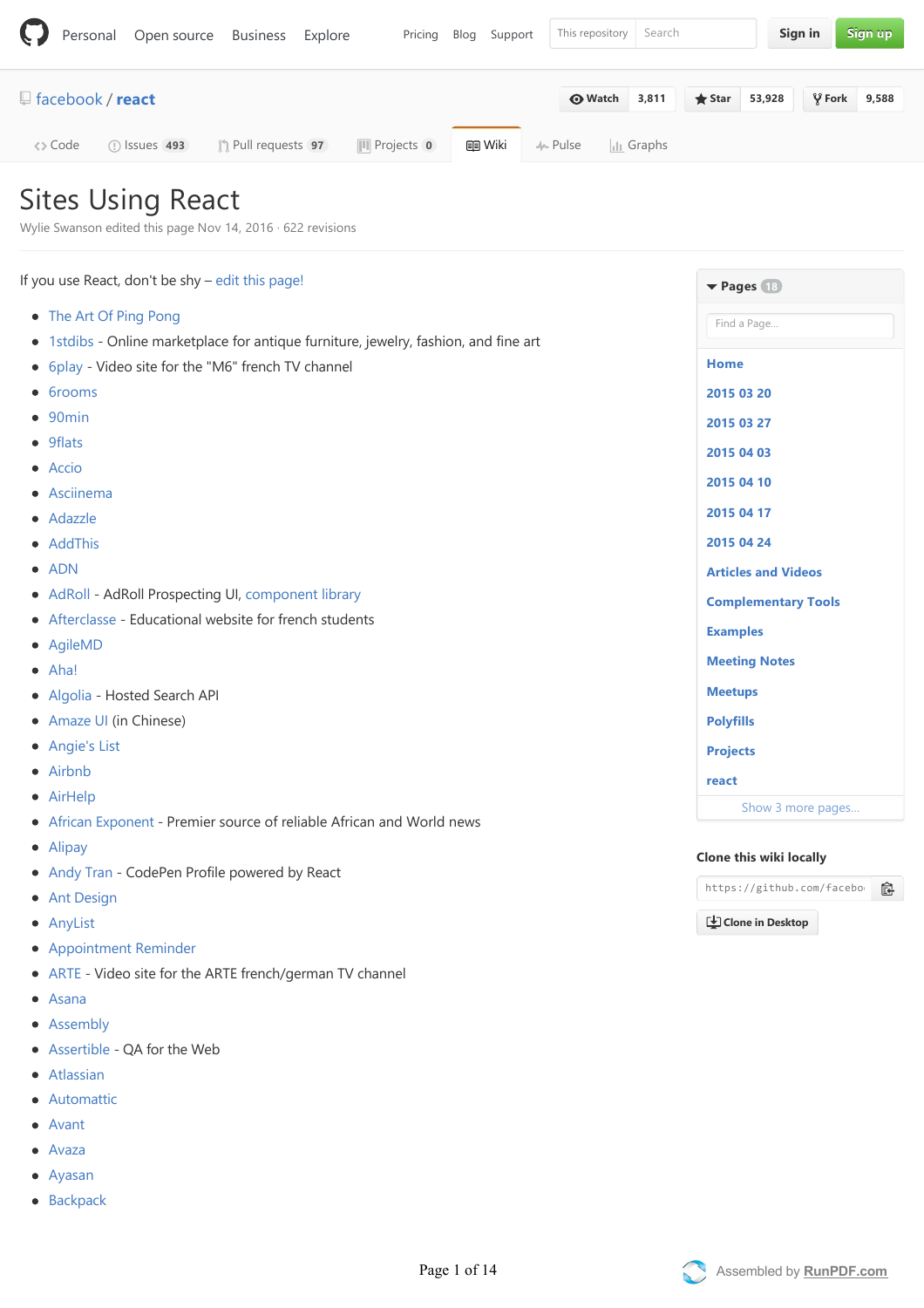# Sites Using React

Wylie Swanson edited this page Nov 14, 2016 · 622 revisions

If you use React, don't be shy – edit this page!

- The Art Of Ping Pong
- 1stdibs - Online marketplace for antique furniture, jewelry, fashion, and fine art
- 6play - Video site for the "M6" french TV channel
- 6rooms
- 90min
- 9flats
- Accio
- Asciinema
- Adazzle
- AddThis
- ADN
- AdRoll - AdRoll Prospecting UI, component library
- Afterclasse - Educational website for french students
- AgileMD
- Aha!
- Algolia - Hosted Search API
- Amaze UI (in Chinese)
- Angie's List
- Airbnb
- AirHelp
- African Exponent - Premier source of reliable African and World news
- Alipay
- Andy Tran - CodePen Profile powered by React
- Ant Design
- AnyList
- Appointment Reminder
- ARTE - Video site for the ARTE french/german TV channel
- Asana
- Assembly
- Assertible - QA for the Web
- Atlassian
- Automattic
- Avant
- Avaza
- Ayasan
- Backpack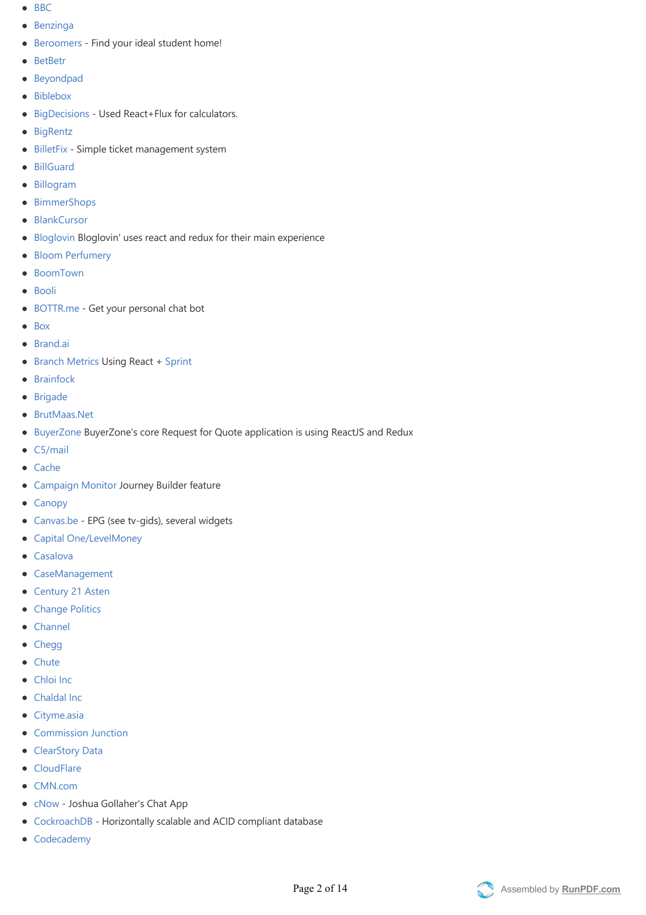- BBC
- Benzinga
- Beroomers - Find your ideal student home!
- BetBetr
- Beyondpad
- Biblebox
- BigDecisions - Used React+Flux for calculators.
- BigRentz
- BilletFix - Simple ticket management system
- BillGuard
- Billogram
- BimmerShops
- BlankCursor
- Bloglovin Bloglovin' uses react and redux for their main experience
- Bloom Perfumery
- BoomTown
- Booli
- BOTTR.me - Get your personal chat bot
- Box
- Brand.ai
- Branch Metrics Using React + Sprint
- Brainfock
- Brigade
- BrutMaas.Net
- BuyerZone BuyerZone's core Request for Quote application is using ReactJS and Redux
- C5/mail
- Cache
- Campaign Monitor Journey Builder feature
- Canopy
- Canvas.be - EPG (see tv-gids), several widgets
- Capital One/LevelMoney
- Casalova
- CaseManagement
- Century 21 Asten
- Change Politics
- Channel
- Chegg
- Chute
- Chloi Inc
- Chaldal Inc
- Cityme.asia
- Commission Junction
- ClearStory Data
- CloudFlare
- CMN.com
- cNow - Joshua Gollaher's Chat App
- CockroachDB - Horizontally scalable and ACID compliant database
- Codecademy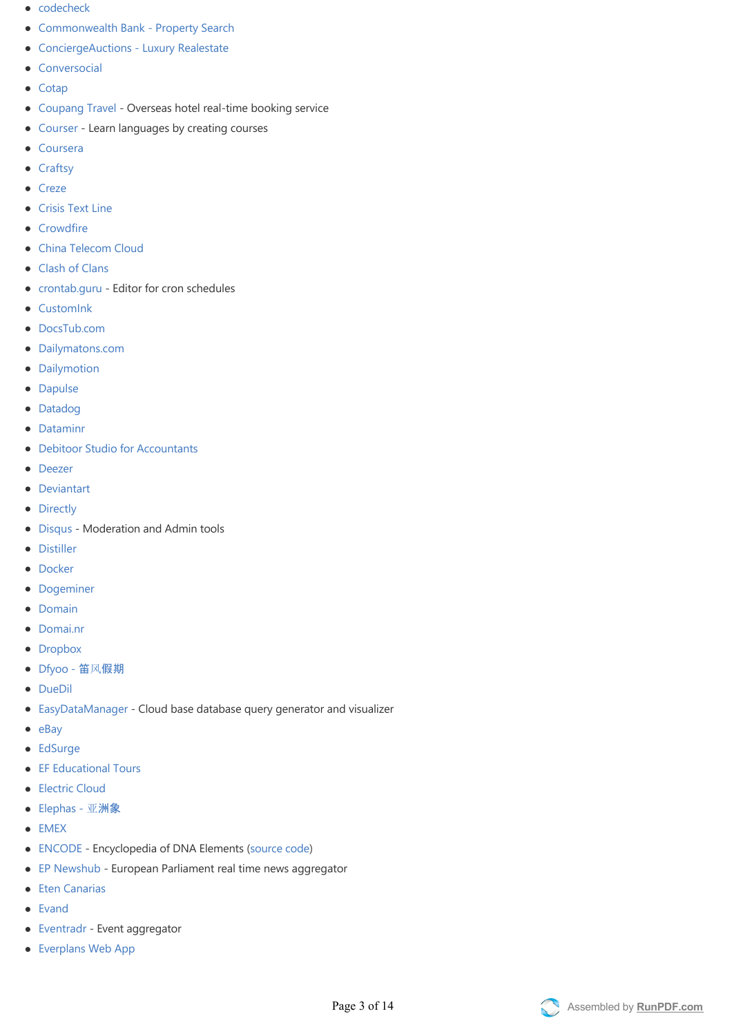- codecheck
- Commonwealth Bank - Property Search
- ConciergeAuctions - Luxury Realestate
- Conversocial
- Cotap
- Coupang Travel - Overseas hotel real-time booking service
- Courser - Learn languages by creating courses
- Coursera
- Craftsy
- Creze
- Crisis Text Line
- Crowdfire
- China Telecom Cloud
- Clash of Clans
- crontab.guru - Editor for cron schedules
- CustomInk
- DocsTub.com
- Dailymatons.com
- Dailymotion
- Dapulse
- Datadog
- Dataminr
- Debitoor Studio for Accountants
- Deezer
- Deviantart
- Directly
- Disqus - Moderation and Admin tools
- Distiller
- Docker
- Dogeminer
- Domain
- Domai.nr
- Dropbox
- Dfyoo - 笛风假期
- DueDil
- EasyDataManager - Cloud base database query generator and visualizer
- eBay
- EdSurge
- EF Educational Tours
- Electric Cloud
- Elephas - 亚洲象
- EMEX
- ENCODE - Encyclopedia of DNA Elements (source code)
- EP Newshub - European Parliament real time news aggregator
- Eten Canarias
- Evand
- Eventradr - Event aggregator
- Everplans Web App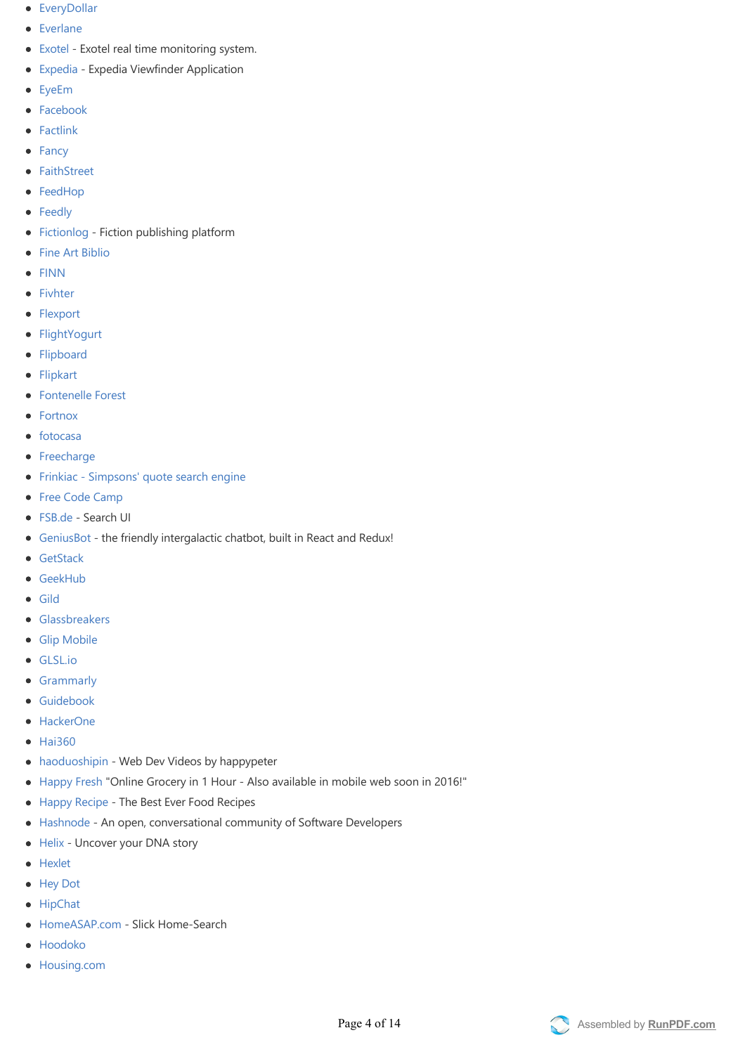- EveryDollar
- Everlane
- Exotel - Exotel real time monitoring system.
- Expedia - Expedia Viewfinder Application
- EyeEm
- Facebook
- Factlink
- Fancy
- FaithStreet
- FeedHop
- Feedly
- Fictionlog - Fiction publishing platform
- Fine Art Biblio
- FINN
- Fivhter
- Flexport
- FlightYogurt
- Flipboard
- Flipkart
- Fontenelle Forest
- Fortnox
- fotocasa
- Freecharge
- Frinkiac - Simpsons' quote search engine
- Free Code Camp
- FSB.de - Search UI
- GeniusBot - the friendly intergalactic chatbot, built in React and Redux!
- GetStack
- GeekHub
- Gild
- Glassbreakers
- Glip Mobile
- GLSL.io
- Grammarly
- Guidebook
- HackerOne
- Hai360
- haoduoshipin - Web Dev Videos by happypeter
- Happy Fresh "Online Grocery in 1 Hour - Also available in mobile web soon in 2016!"
- Happy Recipe - The Best Ever Food Recipes
- Hashnode - An open, conversational community of Software Developers
- Helix - Uncover your DNA story
- Hexlet
- Hey Dot
- HipChat
- HomeASAP.com - Slick Home-Search
- Hoodoko
- Housing.com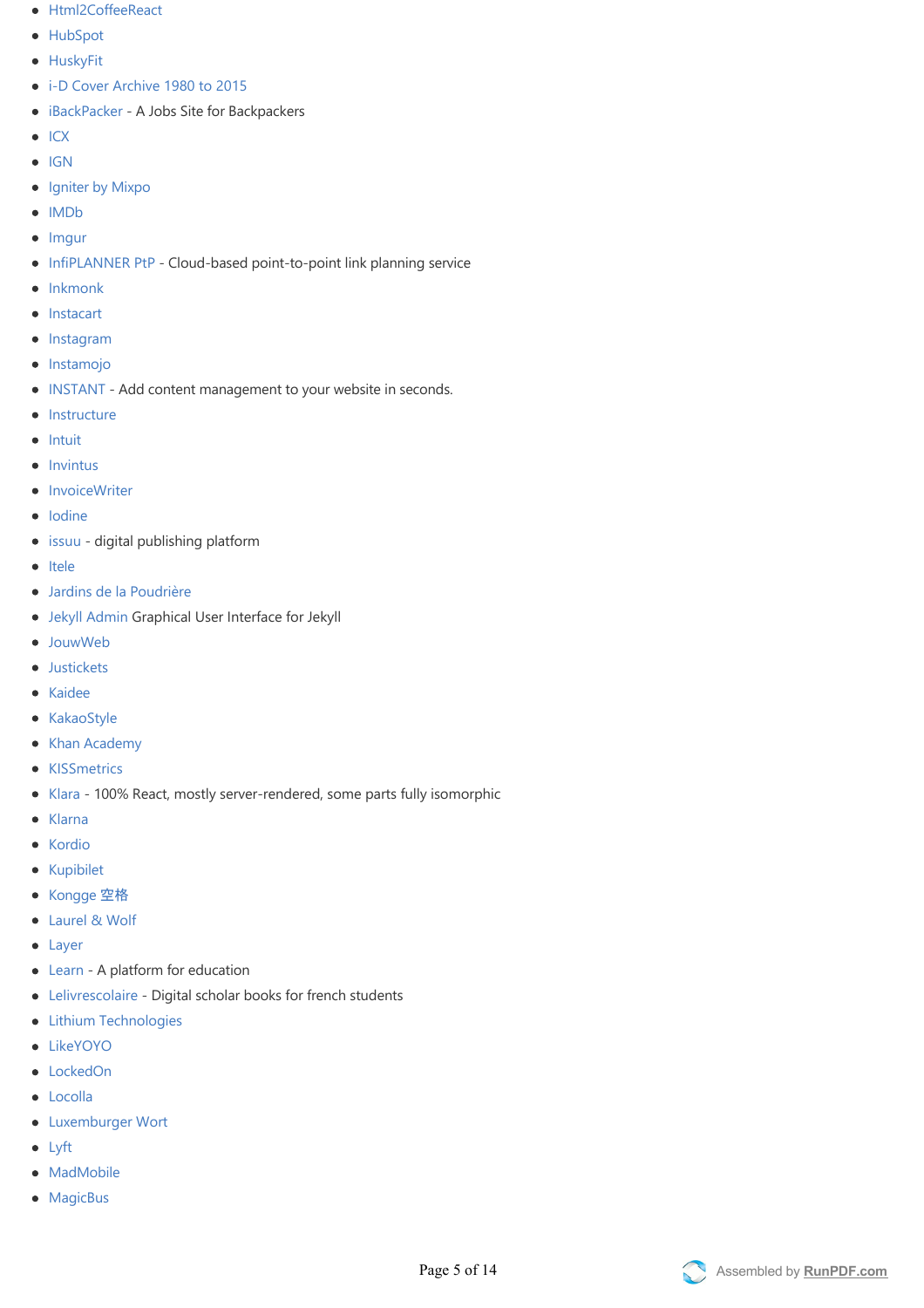- Html2CoffeeReact
- HubSpot
- HuskyFit
- i-D Cover Archive 1980 to 2015
- iBackPacker - A Jobs Site for Backpackers
- ICX
- IGN
- Igniter by Mixpo
- IMDb
- Imgur
- InfiPLANNER PtP - Cloud-based point-to-point link planning service
- Inkmonk
- Instacart
- Instagram
- Instamojo
- INSTANT - Add content management to your website in seconds.
- Instructure
- Intuit
- Invintus
- InvoiceWriter
- Iodine
- issuu - digital publishing platform
- Itele
- Jardins de la Poudrière
- Jekyll Admin Graphical User Interface for Jekyll
- JouwWeb
- Justickets
- Kaidee
- KakaoStyle
- Khan Academy
- KISSmetrics
- Klara - 100% React, mostly server-rendered, some parts fully isomorphic
- Klarna
- Kordio
- Kupibilet
- Kongge 空格
- Laurel & Wolf
- Layer
- Learn - A platform for education
- Lelivrescolaire - Digital scholar books for french students
- Lithium Technologies
- LikeYOYO
- LockedOn
- Locolla
- Luxemburger Wort
- Lyft
- MadMobile
- MagicBus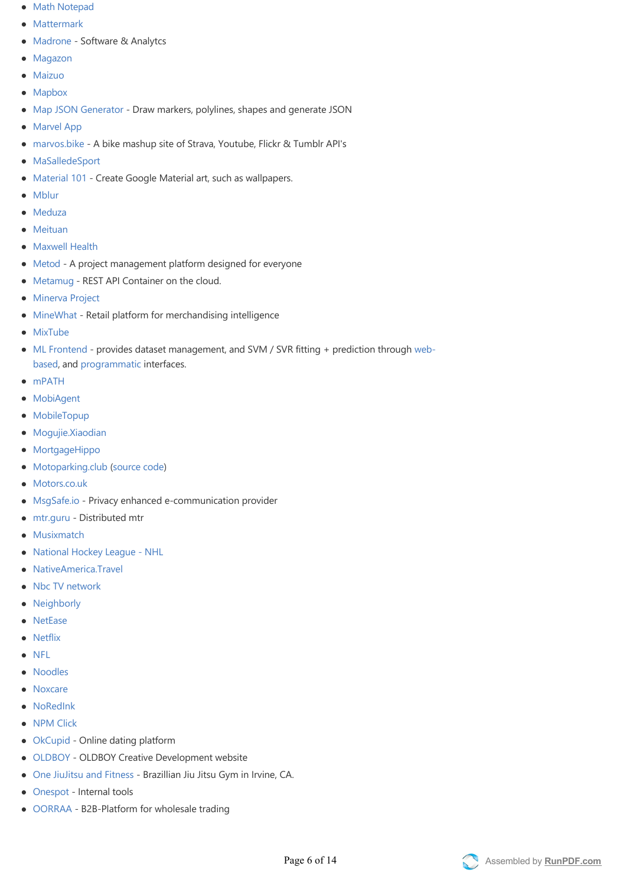- Math Notepad
- Mattermark
- Madrone - Software & Analytcs
- Magazon
- Maizuo
- Mapbox
- Map JSON Generator - Draw markers, polylines, shapes and generate JSON
- Marvel App
- marvos.bike - A bike mashup site of Strava, Youtube, Flickr & Tumblr API's
- MaSalledeSport
- Material 101 - Create Google Material art, such as wallpapers.
- Mblur
- Meduza
- Meituan
- Maxwell Health
- Metod - A project management platform designed for everyone
- Metamug - REST API Container on the cloud.
- Minerva Project
- MineWhat - Retail platform for merchandising intelligence
- MixTube
- ML Frontend - provides dataset management, and SVM / SVR fitting + prediction through web-based, and programmatic interfaces.
- mPATH
- MobiAgent
- MobileTopup
- Mogujie.Xiaodian
- MortgageHippo
- Motoparking.club (source code)
- Motors.co.uk
- MsgSafe.io - Privacy enhanced e-communication provider
- mtr.guru - Distributed mtr
- Musixmatch
- National Hockey League - NHL
- NativeAmerica.Travel
- Nbc TV network
- Neighborly
- NetEase
- Netflix
- NFL
- Noodles
- Noxcare
- NoRedInk
- NPM Click
- OkCupid - Online dating platform
- OLDBOY - OLDBOY Creative Development website
- One JiuJitsu and Fitness - Brazillian Jiu Jitsu Gym in Irvine, CA.
- Onespot - Internal tools
- OORRAA - B2B-Platform for wholesale trading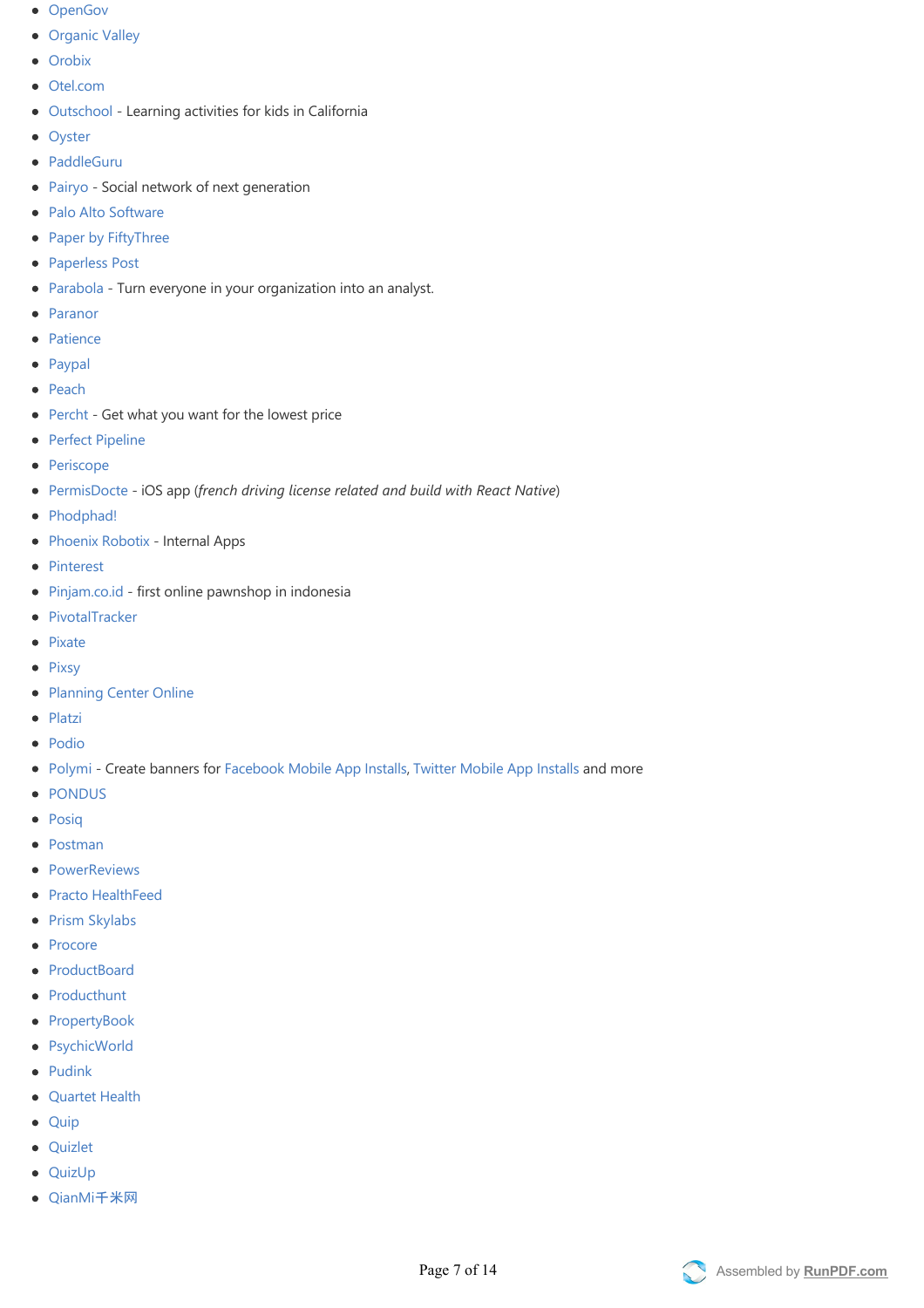- OpenGov
- Organic Valley
- Orobix
- Otel.com
- Outschool - Learning activities for kids in California
- Oyster
- PaddleGuru
- Pairyo - Social network of next generation
- Palo Alto Software
- Paper by FiftyThree
- Paperless Post
- Parabola - Turn everyone in your organization into an analyst.
- Paranor
- Patience
- Paypal
- Peach
- Percht - Get what you want for the lowest price
- Perfect Pipeline
- Periscope
- PermisDocte - iOS app (*french driving license related and build with React Native*)
- Phodphad!
- Phoenix Robotix - Internal Apps
- Pinterest
- Pinjam.co.id - first online pawnshop in indonesia
- PivotalTracker
- Pixate
- Pixsy
- Planning Center Online
- Platzi
- Podio
- Polymi - Create banners for Facebook Mobile App Installs, Twitter Mobile App Installs and more
- PONDUS
- Posiq
- Postman
- PowerReviews
- Practo HealthFeed
- Prism Skylabs
- Procore
- ProductBoard
- Producthunt
- PropertyBook
- PsychicWorld
- Pudink
- Quartet Health
- Quip
- Quizlet
- QuizUp
- QianMi千米网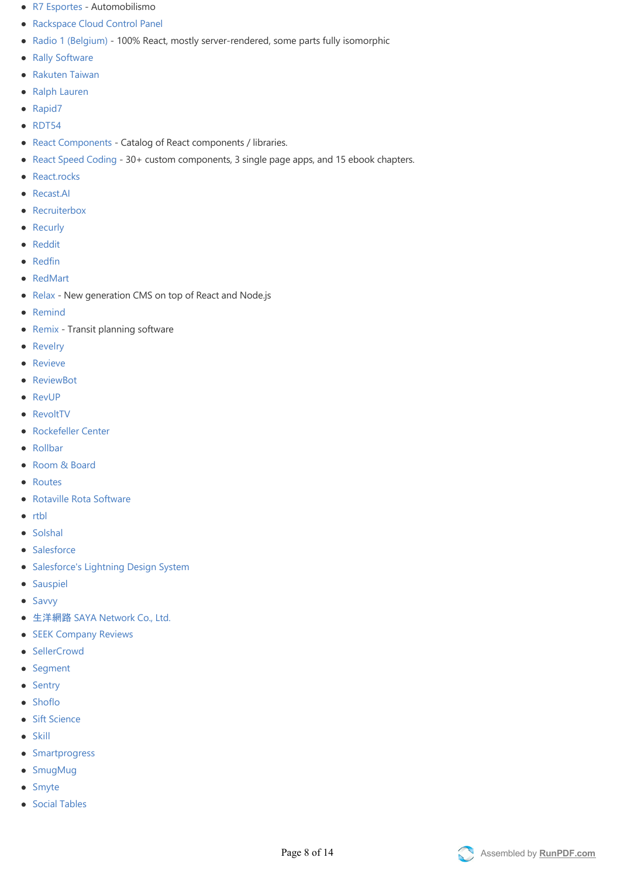- R7 Esportes - Automobilismo
- Rackspace Cloud Control Panel
- Radio 1 (Belgium) - 100% React, mostly server-rendered, some parts fully isomorphic
- Rally Software
- Rakuten Taiwan
- Ralph Lauren
- Rapid7
- RDT54
- React Components - Catalog of React components / libraries.
- React Speed Coding - 30+ custom components, 3 single page apps, and 15 ebook chapters.
- React.rocks
- Recast.AI
- Recruiterbox
- Recurly
- Reddit
- Redfin
- RedMart
- Relax - New generation CMS on top of React and Node.js
- Remind
- Remix - Transit planning software
- Revelry
- Revieve
- ReviewBot
- RevUP
- RevoltTV
- Rockefeller Center
- Rollbar
- Room & Board
- Routes
- Rotaville Rota Software
- rtbl
- Solshal
- Salesforce
- Salesforce's Lightning Design System
- Sauspiel
- Savvy
- 生洋網路 SAYA Network Co., Ltd.
- SEEK Company Reviews
- SellerCrowd
- Segment
- Sentry
- Shoflo
- Sift Science
- Skill
- Smartprogress
- SmugMug
- Smyte
- Social Tables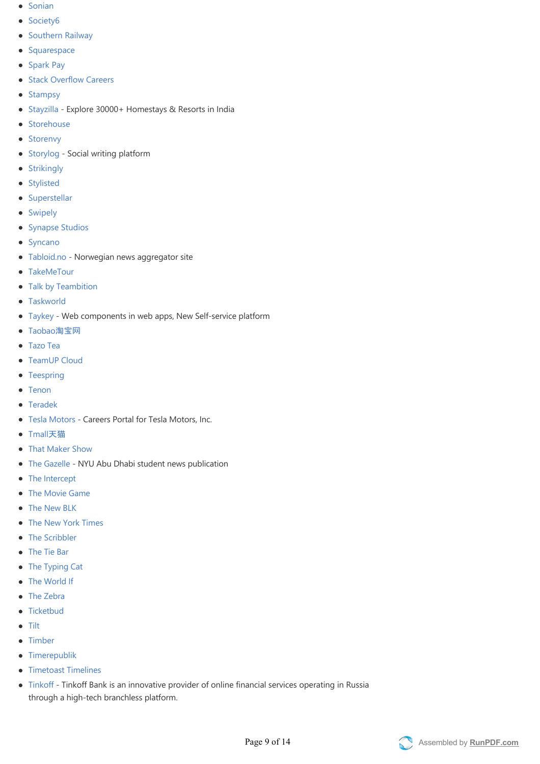- Sonian
- Society6
- Southern Railway
- Squarespace
- Spark Pay
- Stack Overflow Careers
- Stampsy
- Stayzilla - Explore 30000+ Homestays & Resorts in India
- Storehouse
- Storenvy
- Storylog - Social writing platform
- Strikingly
- Stylisted
- Superstellar
- Swipely
- Synapse Studios
- Syncano
- Tabloid.no - Norwegian news aggregator site
- TakeMeTour
- Talk by Teambition
- Taskworld
- Taykey - Web components in web apps, New Self-service platform
- Taobao淘宝网
- Tazo Tea
- TeamUP Cloud
- Teespring
- Tenon
- Teradek
- Tesla Motors - Careers Portal for Tesla Motors, Inc.
- Tmall天猫
- That Maker Show
- The Gazelle - NYU Abu Dhabi student news publication
- The Intercept
- The Movie Game
- The New BLK
- The New York Times
- The Scribbler
- The Tie Bar
- The Typing Cat
- The World If
- The Zebra
- Ticketbud
- Tilt
- Timber
- Timerepublik
- Timetoast Timelines
- Tinkoff - Tinkoff Bank is an innovative provider of online financial services operating in Russia through a high-tech branchless platform.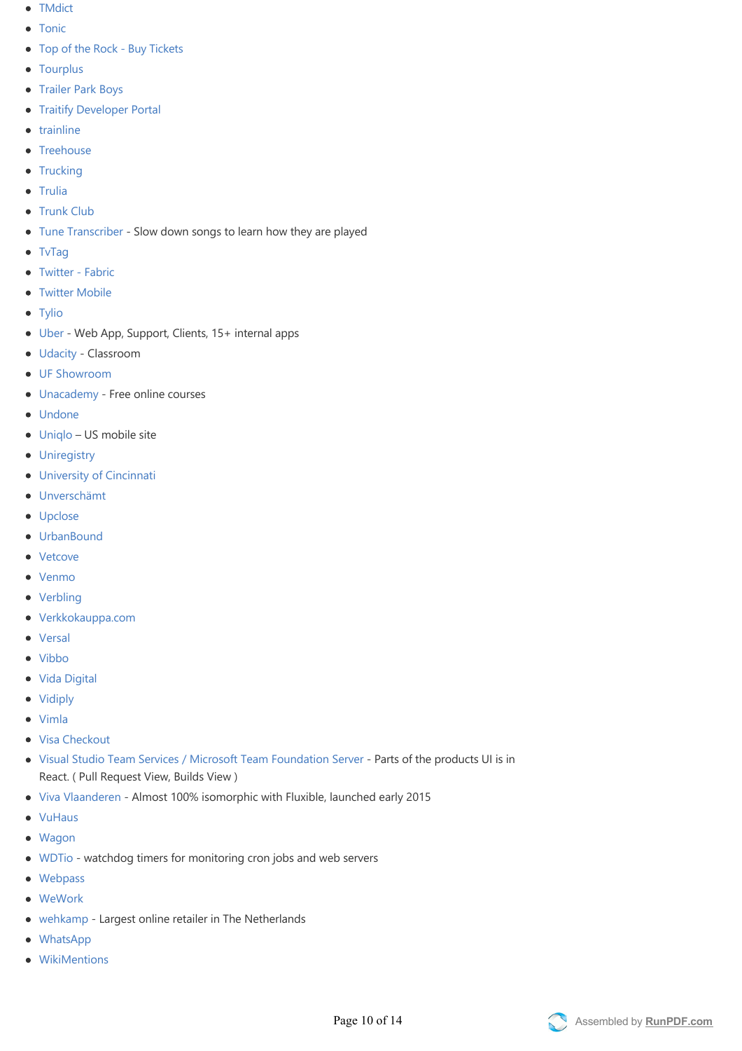- TMdict
- Tonic
- Top of the Rock - Buy Tickets
- Tourplus
- Trailer Park Boys
- Traitify Developer Portal
- trainline
- Treehouse
- Trucking
- Trulia
- Trunk Club
- Tune Transcriber - Slow down songs to learn how they are played
- TvTag
- Twitter - Fabric
- Twitter Mobile
- Tylio
- Uber - Web App, Support, Clients, 15+ internal apps
- Udacity - Classroom
- UF Showroom
- Unacademy - Free online courses
- Undone
- Uniqlo – US mobile site
- Uniregistry
- University of Cincinnati
- Unverschämt
- Upclose
- UrbanBound
- Vetcove
- Venmo
- Verbling
- Verkkokauppa.com
- Versal
- Vibbo
- Vida Digital
- Vidiply
- Vimla
- Visa Checkout
- Visual Studio Team Services / Microsoft Team Foundation Server - Parts of the products UI is in React. ( Pull Request View, Builds View )
- Viva Vlaanderen - Almost 100% isomorphic with Fluxible, launched early 2015
- VuHaus
- Wagon
- WDTio - watchdog timers for monitoring cron jobs and web servers
- Webpass
- WeWork
- wehkamp - Largest online retailer in The Netherlands
- WhatsApp
- WikiMentions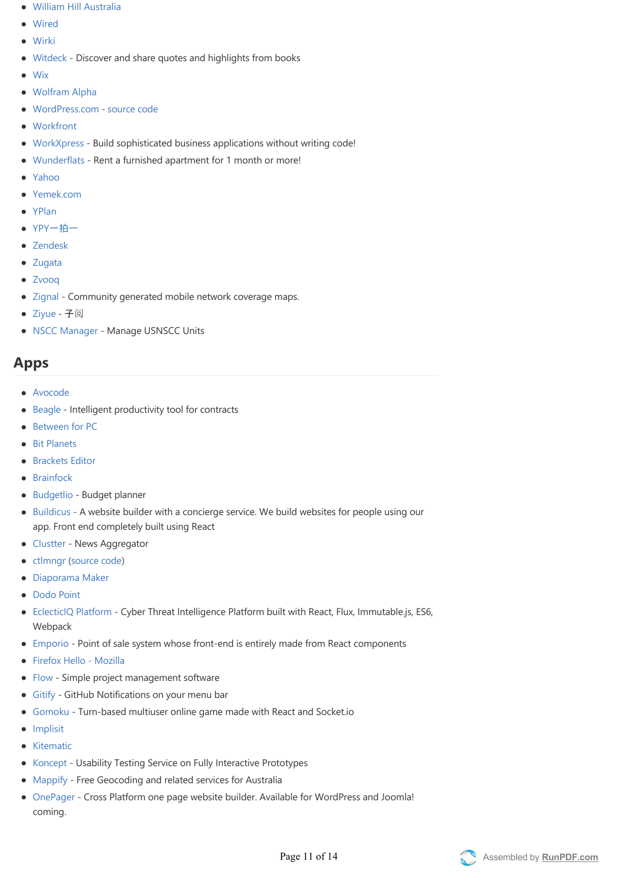- William Hill Australia
- Wired
- Wirki
- Witdeck - Discover and share quotes and highlights from books
- Wix
- Wolfram Alpha
- WordPress.com - source code
- Workfront
- WorkXpress - Build sophisticated business applications without writing code!
- Wunderflats - Rent a furnished apartment for 1 month or more!
- Yahoo
- Yemek.com
- YPlan
- YPY一拍一
- Zendesk
- Zugata
- Zvooq
- Zignal - Community generated mobile network coverage maps.
- Ziyue - 子阅
- NSCC Manager - Manage USNSCC Units

## Apps

- Avocode
- Beagle - Intelligent productivity tool for contracts
- Between for PC
- Bit Planets
- Brackets Editor
- Brainfock
- Budgetlio - Budget planner
- Buildicus - A website builder with a concierge service. We build websites for people using our app. Front end completely built using React
- Clustter - News Aggregator
- ctlmngr (source code)
- Diaporama Maker
- Dodo Point
- EclecticIQ Platform - Cyber Threat Intelligence Platform built with React, Flux, Immutable.js, ES6, Webpack
- Emporio - Point of sale system whose front-end is entirely made from React components
- Firefox Hello - Mozilla
- Flow - Simple project management software
- Gitify - GitHub Notifications on your menu bar
- Gomoku - Turn-based multiuser online game made with React and Socket.io
- Implisit
- Kitematic
- Koncept - Usability Testing Service on Fully Interactive Prototypes
- Mappify - Free Geocoding and related services for Australia
- OnePager - Cross Platform one page website builder. Available for WordPress and Joomla! coming.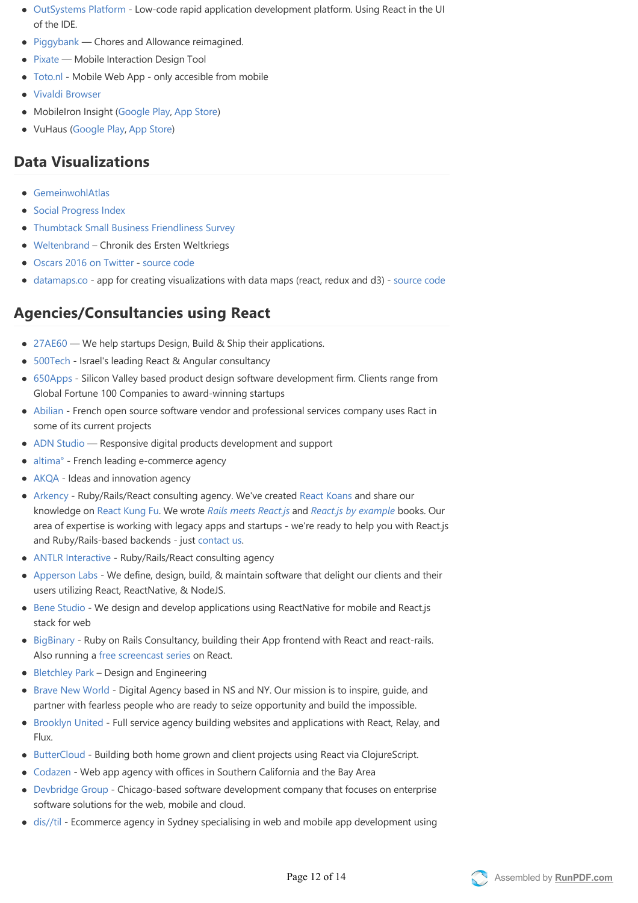- OutSystems Platform - Low-code rapid application development platform. Using React in the UI of the IDE.
- Piggybank — Chores and Allowance reimagined.
- Pixate — Mobile Interaction Design Tool
- Toto.nl - Mobile Web App - only accesible from mobile
- Vivaldi Browser
- MobileIron Insight (Google Play, App Store)
- VuHaus (Google Play, App Store)

## Data Visualizations

- GemeinwohlAtlas
- Social Progress Index
- Thumbtack Small Business Friendliness Survey
- Weltenbrand – Chronik des Ersten Weltkriegs
- Oscars 2016 on Twitter - source code
- datamaps.co - app for creating visualizations with data maps (react, redux and d3) - source code

## Agencies/Consultancies using React

- 27AE60 — We help startups Design, Build & Ship their applications.
- 500Tech - Israel's leading React & Angular consultancy
- 650Apps - Silicon Valley based product design software development firm. Clients range from Global Fortune 100 Companies to award-winning startups
- Abilian - French open source software vendor and professional services company uses Ract in some of its current projects
- ADN Studio — Responsive digital products development and support
- altima° - French leading e-commerce agency
- AKQA - Ideas and innovation agency
- Arkency - Ruby/Rails/React consulting agency. We've created React Koans and share our knowledge on React Kung Fu. We wrote *Rails meets React.js* and *React.js by example* books. Our area of expertise is working with legacy apps and startups - we're ready to help you with React.js and Ruby/Rails-based backends - just contact us.
- ANTLR Interactive - Ruby/Rails/React consulting agency
- Apperson Labs - We define, design, build, & maintain software that delight our clients and their users utilizing React, ReactNative, & NodeJS.
- Bene Studio - We design and develop applications using ReactNative for mobile and React.js stack for web
- BigBinary - Ruby on Rails Consultancy, building their App frontend with React and react-rails. Also running a free screencast series on React.
- Bletchley Park – Design and Engineering
- Brave New World - Digital Agency based in NS and NY. Our mission is to inspire, guide, and partner with fearless people who are ready to seize opportunity and build the impossible.
- Brooklyn United - Full service agency building websites and applications with React, Relay, and Flux.
- ButterCloud - Building both home grown and client projects using React via ClojureScript.
- Codazen - Web app agency with offices in Southern California and the Bay Area
- Devbridge Group - Chicago-based software development company that focuses on enterprise software solutions for the web, mobile and cloud.
- dis//til - Ecommerce agency in Sydney specialising in web and mobile app development using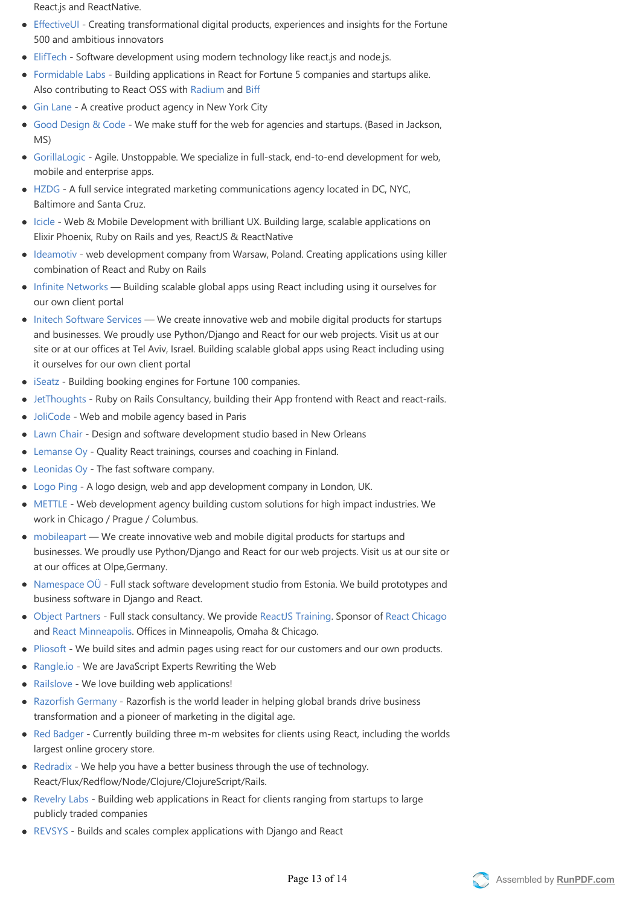React.js and ReactNative.

- EffectiveUI - Creating transformational digital products, experiences and insights for the Fortune 500 and ambitious innovators
- ElifTech - Software development using modern technology like react.js and node.js.
- Formidable Labs - Building applications in React for Fortune 5 companies and startups alike. Also contributing to React OSS with Radium and Biff
- Gin Lane - A creative product agency in New York City
- Good Design & Code - We make stuff for the web for agencies and startups. (Based in Jackson, MS)
- GorillaLogic - Agile. Unstoppable. We specialize in full-stack, end-to-end development for web, mobile and enterprise apps.
- HZDG - A full service integrated marketing communications agency located in DC, NYC, Baltimore and Santa Cruz.
- Icicle - Web & Mobile Development with brilliant UX. Building large, scalable applications on Elixir Phoenix, Ruby on Rails and yes, ReactJS & ReactNative
- Ideamotiv - web development company from Warsaw, Poland. Creating applications using killer combination of React and Ruby on Rails
- Infinite Networks — Building scalable global apps using React including using it ourselves for our own client portal
- Initech Software Services — We create innovative web and mobile digital products for startups and businesses. We proudly use Python/Django and React for our web projects. Visit us at our site or at our offices at Tel Aviv, Israel. Building scalable global apps using React including using it ourselves for our own client portal
- iSeatz - Building booking engines for Fortune 100 companies.
- JetThoughts - Ruby on Rails Consultancy, building their App frontend with React and react-rails.
- JoliCode - Web and mobile agency based in Paris
- Lawn Chair - Design and software development studio based in New Orleans
- Lemanse Oy - Quality React trainings, courses and coaching in Finland.
- Leonidas Oy - The fast software company.
- Logo Ping - A logo design, web and app development company in London, UK.
- METTLE - Web development agency building custom solutions for high impact industries. We work in Chicago / Prague / Columbus.
- mobileapart — We create innovative web and mobile digital products for startups and businesses. We proudly use Python/Django and React for our web projects. Visit us at our site or at our offices at Olpe,Germany.
- Namespace OÜ - Full stack software development studio from Estonia. We build prototypes and business software in Django and React.
- Object Partners - Full stack consultancy. We provide ReactJS Training. Sponsor of React Chicago and React Minneapolis. Offices in Minneapolis, Omaha & Chicago.
- Pliosoft - We build sites and admin pages using react for our customers and our own products.
- Rangle.io - We are JavaScript Experts Rewriting the Web
- Railslove - We love building web applications!
- Razorfish Germany - Razorfish is the world leader in helping global brands drive business transformation and a pioneer of marketing in the digital age.
- Red Badger - Currently building three m-m websites for clients using React, including the worlds largest online grocery store.
- Redradix - We help you have a better business through the use of technology. React/Flux/Redflow/Node/Clojure/ClojureScript/Rails.
- Revelry Labs - Building web applications in React for clients ranging from startups to large publicly traded companies
- REVSYS - Builds and scales complex applications with Django and React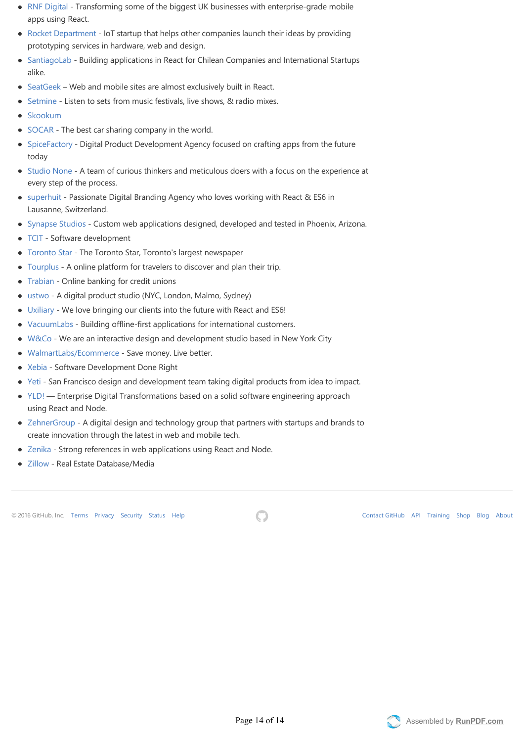- RNF Digital - Transforming some of the biggest UK businesses with enterprise-grade mobile apps using React.
- Rocket Department - IoT startup that helps other companies launch their ideas by providing prototyping services in hardware, web and design.
- SantiagoLab - Building applications in React for Chilean Companies and International Startups alike.
- SeatGeek – Web and mobile sites are almost exclusively built in React.
- Setmine - Listen to sets from music festivals, live shows, & radio mixes.
- Skookum
- SOCAR - The best car sharing company in the world.
- SpiceFactory - Digital Product Development Agency focused on crafting apps from the future today
- Studio None - A team of curious thinkers and meticulous doers with a focus on the experience at every step of the process.
- superhuit - Passionate Digital Branding Agency who loves working with React & ES6 in Lausanne, Switzerland.
- Synapse Studios - Custom web applications designed, developed and tested in Phoenix, Arizona.
- TCIT - Software development
- Toronto Star - The Toronto Star, Toronto's largest newspaper
- Tourplus - A online platform for travelers to discover and plan their trip.
- Trabian - Online banking for credit unions
- ustwo - A digital product studio (NYC, London, Malmo, Sydney)
- Uxiliary - We love bringing our clients into the future with React and ES6!
- VacuumLabs - Building offline-first applications for international customers.
- W&Co - We are an interactive design and development studio based in New York City
- WalmartLabs/Ecommerce - Save money. Live better.
- Xebia - Software Development Done Right
- Yeti - San Francisco design and development team taking digital products from idea to impact.
- YLD! — Enterprise Digital Transformations based on a solid software engineering approach using React and Node.
- ZehnerGroup - A digital design and technology group that partners with startups and brands to create innovation through the latest in web and mobile tech.
- Zenika - Strong references in web applications using React and Node.
- Zillow - Real Estate Database/Media

© 2016 GitHub, Inc. Terms Privacy Security Status Help

Contact GitHub API Training Shop Blog About